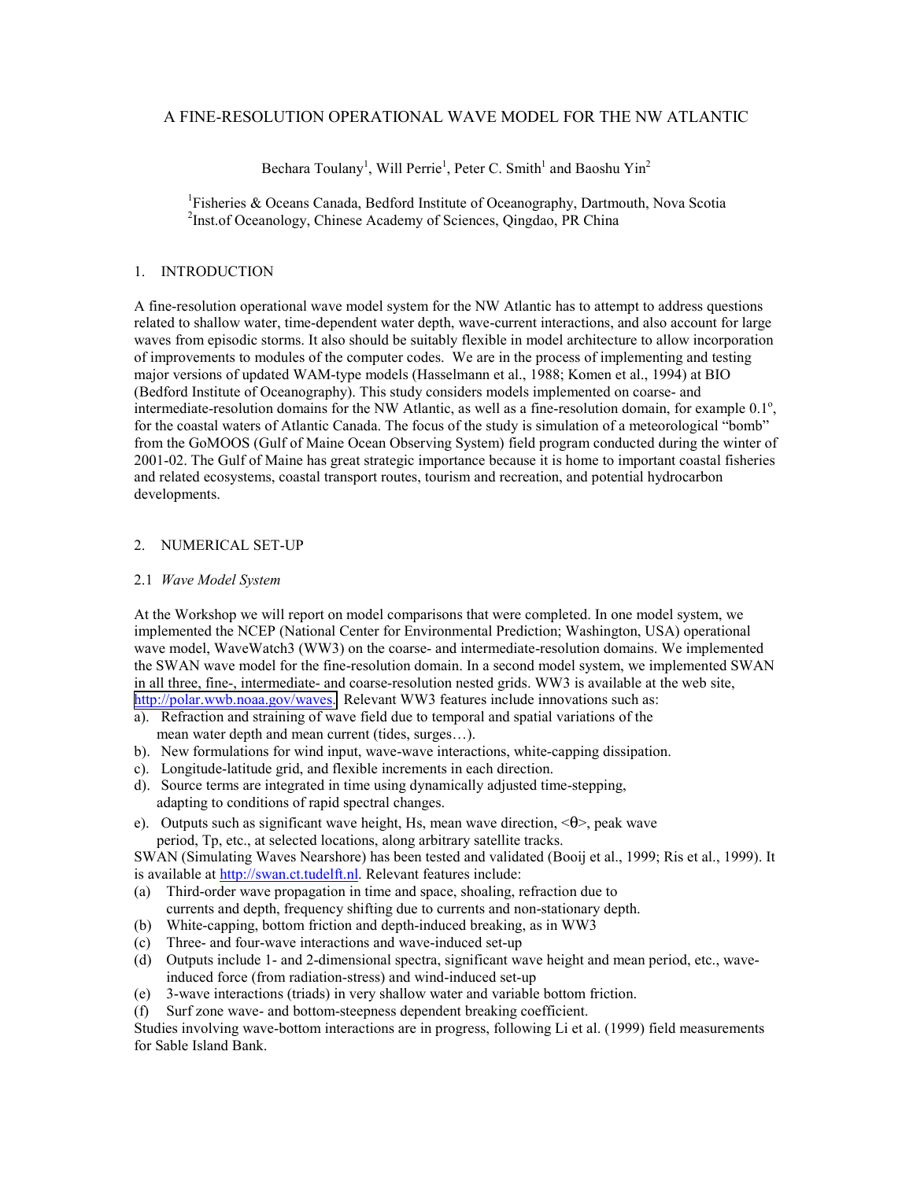# A FINE-RESOLUTION OPERATIONAL WAVE MODEL FOR THE NW ATLANTIC

Bechara Toulany[1], Will Perrie[1], Peter C. Smith[1] and Baoshu Yin[2]

[1]Fisheries & Oceans Canada, Bedford Institute of Oceanography, Dartmouth, Nova Scotia
[2]Inst.of Oceanology, Chinese Academy of Sciences, Qingdao, PR China

## 1. INTRODUCTION

A fine-resolution operational wave model system for the NW Atlantic has to attempt to address questions related to shallow water, time-dependent water depth, wave-current interactions, and also account for large waves from episodic storms. It also should be suitably flexible in model architecture to allow incorporation of improvements to modules of the computer codes. We are in the process of implementing and testing major versions of updated WAM-type models (Hasselmann et al., 1988; Komen et al., 1994) at BIO (Bedford Institute of Oceanography). This study considers models implemented on coarse- and intermediate-resolution domains for the NW Atlantic, as well as a fine-resolution domain, for example 0.1°, for the coastal waters of Atlantic Canada. The focus of the study is simulation of a meteorological "bomb" from the GoMOOS (Gulf of Maine Ocean Observing System) field program conducted during the winter of 2001-02. The Gulf of Maine has great strategic importance because it is home to important coastal fisheries and related ecosystems, coastal transport routes, tourism and recreation, and potential hydrocarbon developments.

## 2. NUMERICAL SET-UP

### 2.1 *Wave Model System*

At the Workshop we will report on model comparisons that were completed. In one model system, we implemented the NCEP (National Center for Environmental Prediction; Washington, USA) operational wave model, WaveWatch3 (WW3) on the coarse- and intermediate-resolution domains. We implemented the SWAN wave model for the fine-resolution domain. In a second model system, we implemented SWAN in all three, fine-, intermediate- and coarse-resolution nested grids. WW3 is available at the web site, http://polar.wwb.noaa.gov/waves. Relevant WW3 features include innovations such as:

a). Refraction and straining of wave field due to temporal and spatial variations of the mean water depth and mean current (tides, surges…).
b). New formulations for wind input, wave-wave interactions, white-capping dissipation.
c). Longitude-latitude grid, and flexible increments in each direction.
d). Source terms are integrated in time using dynamically adjusted time-stepping, adapting to conditions of rapid spectral changes.
e). Outputs such as significant wave height, Hs, mean wave direction, $<\theta>$, peak wave period, Tp, etc., at selected locations, along arbitrary satellite tracks.

SWAN (Simulating Waves Nearshore) has been tested and validated (Booij et al., 1999; Ris et al., 1999). It is available at http://swan.ct.tudelft.nl. Relevant features include:

(a) Third-order wave propagation in time and space, shoaling, refraction due to currents and depth, frequency shifting due to currents and non-stationary depth.
(b) White-capping, bottom friction and depth-induced breaking, as in WW3
(c) Three- and four-wave interactions and wave-induced set-up
(d) Outputs include 1- and 2-dimensional spectra, significant wave height and mean period, etc., wave-induced force (from radiation-stress) and wind-induced set-up
(e) 3-wave interactions (triads) in very shallow water and variable bottom friction.
(f) Surf zone wave- and bottom-steepness dependent breaking coefficient.

Studies involving wave-bottom interactions are in progress, following Li et al. (1999) field measurements for Sable Island Bank.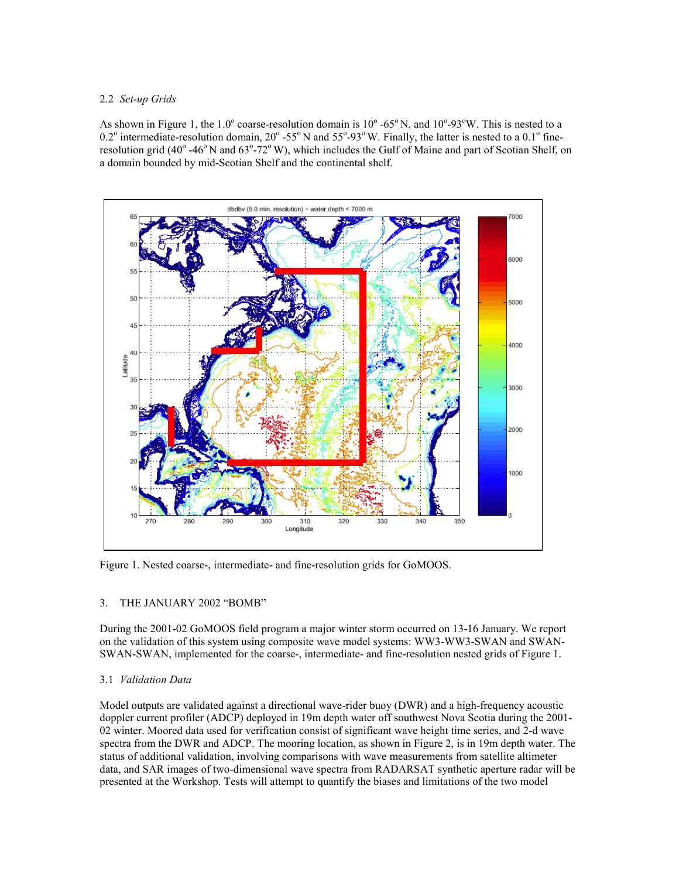### 2.2 *Set-up Grids*

As shown in Figure 1, the 1.0° coarse-resolution domain is 10° -65° N, and 10°-93°W. This is nested to a 0.2° intermediate-resolution domain, 20° -55° N and 55°-93° W. Finally, the latter is nested to a 0.1° fine-resolution grid (40° -46° N and 63°-72° W), which includes the Gulf of Maine and part of Scotian Shelf, on a domain bounded by mid-Scotian Shelf and the continental shelf.

Figure 1. Nested coarse-, intermediate- and fine-resolution grids for GoMOOS.

## 3. THE JANUARY 2002 "BOMB"

During the 2001-02 GoMOOS field program a major winter storm occurred on 13-16 January. We report on the validation of this system using composite wave model systems: WW3-WW3-SWAN and SWAN-SWAN-SWAN, implemented for the coarse-, intermediate- and fine-resolution nested grids of Figure 1.

### 3.1 *Validation Data*

Model outputs are validated against a directional wave-rider buoy (DWR) and a high-frequency acoustic doppler current profiler (ADCP) deployed in 19m depth water off southwest Nova Scotia during the 2001-02 winter. Moored data used for verification consist of significant wave height time series, and 2-d wave spectra from the DWR and ADCP. The mooring location, as shown in Figure 2, is in 19m depth water. The status of additional validation, involving comparisons with wave measurements from satellite altimeter data, and SAR images of two-dimensional wave spectra from RADARSAT synthetic aperture radar will be presented at the Workshop. Tests will attempt to quantify the biases and limitations of the two model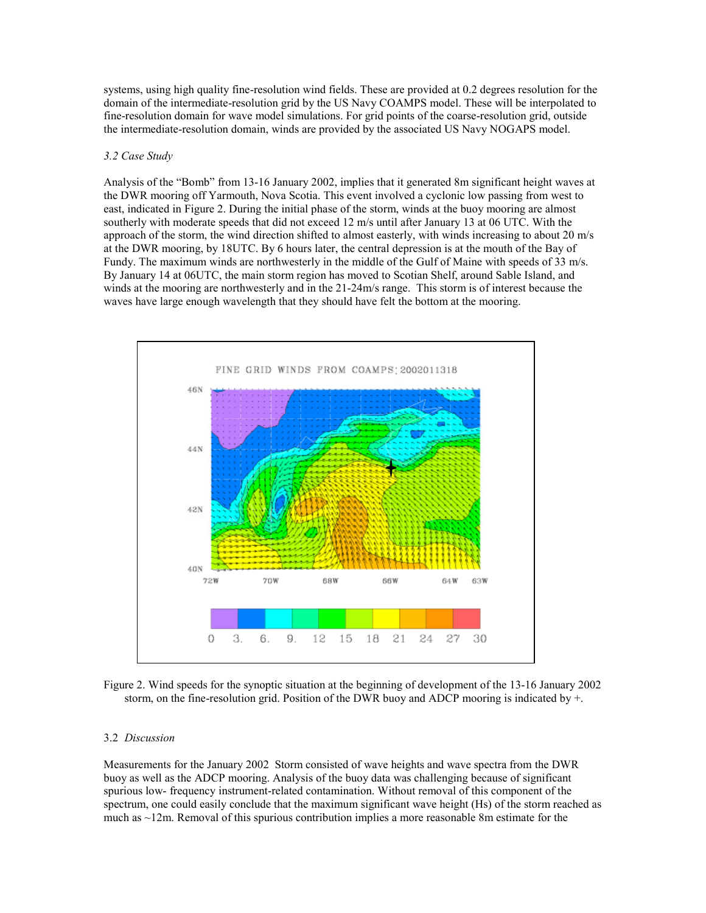systems, using high quality fine-resolution wind fields. These are provided at 0.2 degrees resolution for the domain of the intermediate-resolution grid by the US Navy COAMPS model. These will be interpolated to fine-resolution domain for wave model simulations. For grid points of the coarse-resolution grid, outside the intermediate-resolution domain, winds are provided by the associated US Navy NOGAPS model.

*3.2 Case Study*

Analysis of the "Bomb" from 13-16 January 2002, implies that it generated 8m significant height waves at the DWR mooring off Yarmouth, Nova Scotia. This event involved a cyclonic low passing from west to east, indicated in Figure 2. During the initial phase of the storm, winds at the buoy mooring are almost southerly with moderate speeds that did not exceed 12 m/s until after January 13 at 06 UTC. With the approach of the storm, the wind direction shifted to almost easterly, with winds increasing to about 20 m/s at the DWR mooring, by 18UTC. By 6 hours later, the central depression is at the mouth of the Bay of Fundy. The maximum winds are northwesterly in the middle of the Gulf of Maine with speeds of 33 m/s. By January 14 at 06UTC, the main storm region has moved to Scotian Shelf, around Sable Island, and winds at the mooring are northwesterly and in the 21-24m/s range. This storm is of interest because the waves have large enough wavelength that they should have felt the bottom at the mooring.

Figure 2. Wind speeds for the synoptic situation at the beginning of development of the 13-16 January 2002 storm, on the fine-resolution grid. Position of the DWR buoy and ADCP mooring is indicated by +.

3.2 *Discussion*

Measurements for the January 2002 Storm consisted of wave heights and wave spectra from the DWR buoy as well as the ADCP mooring. Analysis of the buoy data was challenging because of significant spurious low- frequency instrument-related contamination. Without removal of this component of the spectrum, one could easily conclude that the maximum significant wave height (Hs) of the storm reached as much as ~12m. Removal of this spurious contribution implies a more reasonable 8m estimate for the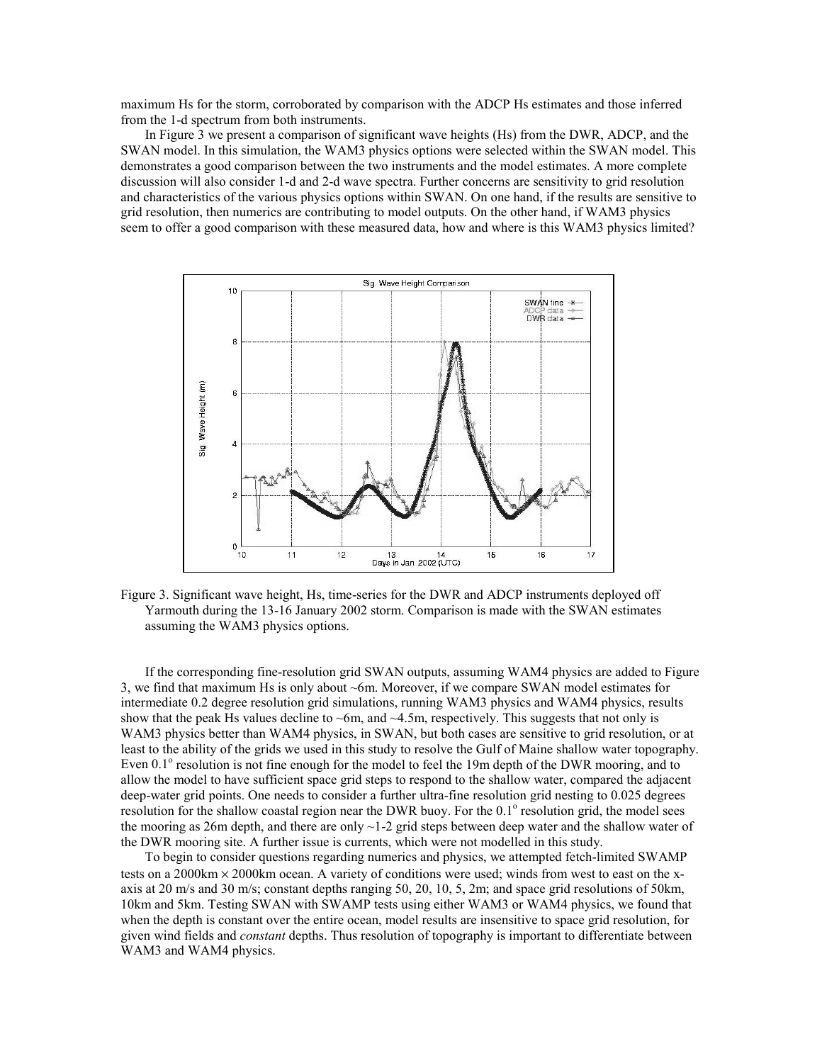maximum Hs for the storm, corroborated by comparison with the ADCP Hs estimates and those inferred from the 1-d spectrum from both instruments.

In Figure 3 we present a comparison of significant wave heights (Hs) from the DWR, ADCP, and the SWAN model. In this simulation, the WAM3 physics options were selected within the SWAN model. This demonstrates a good comparison between the two instruments and the model estimates. A more complete discussion will also consider 1-d and 2-d wave spectra. Further concerns are sensitivity to grid resolution and characteristics of the various physics options within SWAN. On one hand, if the results are sensitive to grid resolution, then numerics are contributing to model outputs. On the other hand, if WAM3 physics seem to offer a good comparison with these measured data, how and where is this WAM3 physics limited?

Figure 3. Significant wave height, Hs, time-series for the DWR and ADCP instruments deployed off Yarmouth during the 13-16 January 2002 storm. Comparison is made with the SWAN estimates assuming the WAM3 physics options.

If the corresponding fine-resolution grid SWAN outputs, assuming WAM4 physics are added to Figure 3, we find that maximum Hs is only about ~6m. Moreover, if we compare SWAN model estimates for intermediate 0.2 degree resolution grid simulations, running WAM3 physics and WAM4 physics, results show that the peak Hs values decline to ~6m, and ~4.5m, respectively. This suggests that not only is WAM3 physics better than WAM4 physics, in SWAN, but both cases are sensitive to grid resolution, or at least to the ability of the grids we used in this study to resolve the Gulf of Maine shallow water topography. Even $0.1^{o}$ resolution is not fine enough for the model to feel the 19m depth of the DWR mooring, and to allow the model to have sufficient space grid steps to respond to the shallow water, compared the adjacent deep-water grid points. One needs to consider a further ultra-fine resolution grid nesting to 0.025 degrees resolution for the shallow coastal region near the DWR buoy. For the $0.1^{o}$ resolution grid, the model sees the mooring as 26m depth, and there are only ~1-2 grid steps between deep water and the shallow water of the DWR mooring site. A further issue is currents, which were not modelled in this study.

To begin to consider questions regarding numerics and physics, we attempted fetch-limited SWAMP tests on a 2000km $\times$ 2000km ocean. A variety of conditions were used; winds from west to east on the x-axis at 20 m/s and 30 m/s; constant depths ranging 50, 20, 10, 5, 2m; and space grid resolutions of 50km, 10km and 5km. Testing SWAN with SWAMP tests using either WAM3 or WAM4 physics, we found that when the depth is constant over the entire ocean, model results are insensitive to space grid resolution, for given wind fields and *constant* depths. Thus resolution of topography is important to differentiate between WAM3 and WAM4 physics.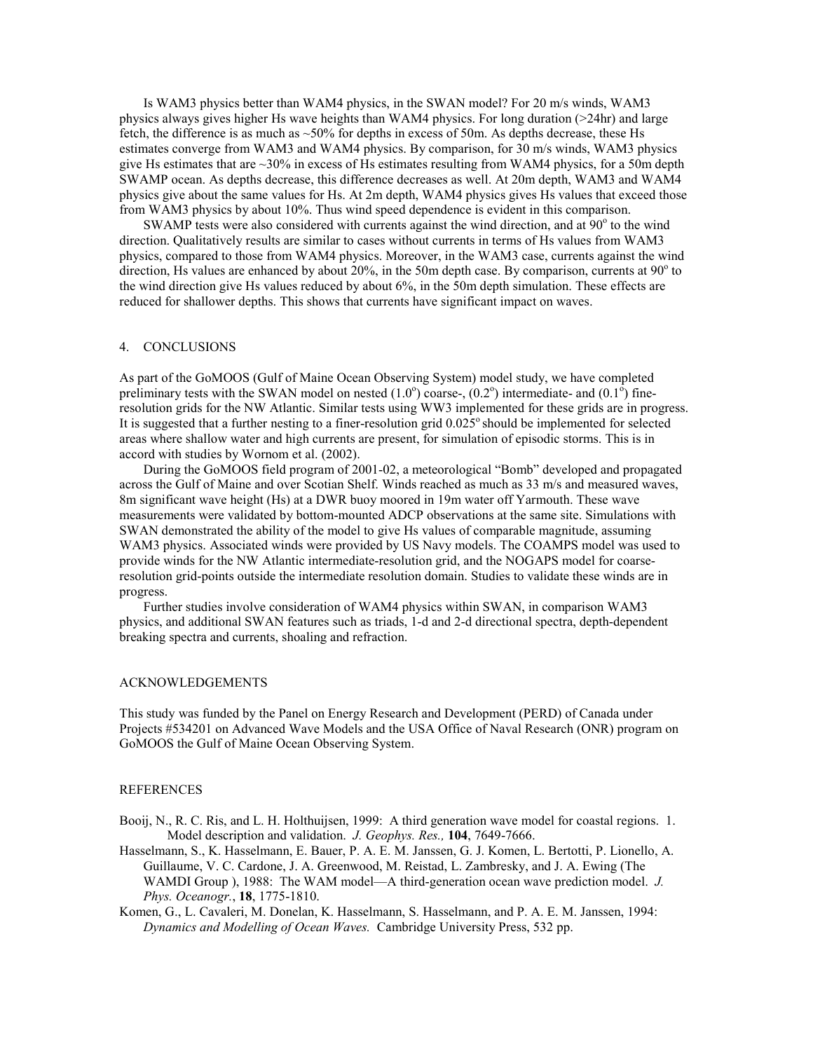Is WAM3 physics better than WAM4 physics, in the SWAN model? For 20 m/s winds, WAM3 physics always gives higher Hs wave heights than WAM4 physics. For long duration (>24hr) and large fetch, the difference is as much as ~50% for depths in excess of 50m. As depths decrease, these Hs estimates converge from WAM3 and WAM4 physics. By comparison, for 30 m/s winds, WAM3 physics give Hs estimates that are ~30% in excess of Hs estimates resulting from WAM4 physics, for a 50m depth SWAMP ocean. As depths decrease, this difference decreases as well. At 20m depth, WAM3 and WAM4 physics give about the same values for Hs. At 2m depth, WAM4 physics gives Hs values that exceed those from WAM3 physics by about 10%. Thus wind speed dependence is evident in this comparison.

SWAMP tests were also considered with currents against the wind direction, and at 90° to the wind direction. Qualitatively results are similar to cases without currents in terms of Hs values from WAM3 physics, compared to those from WAM4 physics. Moreover, in the WAM3 case, currents against the wind direction, Hs values are enhanced by about 20%, in the 50m depth case. By comparison, currents at 90° to the wind direction give Hs values reduced by about 6%, in the 50m depth simulation. These effects are reduced for shallower depths. This shows that currents have significant impact on waves.

## 4. CONCLUSIONS

As part of the GoMOOS (Gulf of Maine Ocean Observing System) model study, we have completed preliminary tests with the SWAN model on nested (1.0°) coarse-, (0.2°) intermediate- and (0.1°) fine-resolution grids for the NW Atlantic. Similar tests using WW3 implemented for these grids are in progress. It is suggested that a further nesting to a finer-resolution grid 0.025° should be implemented for selected areas where shallow water and high currents are present, for simulation of episodic storms. This is in accord with studies by Wornom et al. (2002).

During the GoMOOS field program of 2001-02, a meteorological "Bomb" developed and propagated across the Gulf of Maine and over Scotian Shelf. Winds reached as much as 33 m/s and measured waves, 8m significant wave height (Hs) at a DWR buoy moored in 19m water off Yarmouth. These wave measurements were validated by bottom-mounted ADCP observations at the same site. Simulations with SWAN demonstrated the ability of the model to give Hs values of comparable magnitude, assuming WAM3 physics. Associated winds were provided by US Navy models. The COAMPS model was used to provide winds for the NW Atlantic intermediate-resolution grid, and the NOGAPS model for coarse-resolution grid-points outside the intermediate resolution domain. Studies to validate these winds are in progress.

Further studies involve consideration of WAM4 physics within SWAN, in comparison WAM3 physics, and additional SWAN features such as triads, 1-d and 2-d directional spectra, depth-dependent breaking spectra and currents, shoaling and refraction.

## ACKNOWLEDGEMENTS

This study was funded by the Panel on Energy Research and Development (PERD) of Canada under Projects #534201 on Advanced Wave Models and the USA Office of Naval Research (ONR) program on GoMOOS the Gulf of Maine Ocean Observing System.

## REFERENCES

Booij, N., R. C. Ris, and L. H. Holthuijsen, 1999: A third generation wave model for coastal regions. 1. Model description and validation. *J. Geophys. Res.,* **104**, 7649-7666.

Hasselmann, S., K. Hasselmann, E. Bauer, P. A. E. M. Janssen, G. J. Komen, L. Bertotti, P. Lionello, A. Guillaume, V. C. Cardone, J. A. Greenwood, M. Reistad, L. Zambresky, and J. A. Ewing (The WAMDI Group ), 1988: The WAM model—A third-generation ocean wave prediction model. *J. Phys. Oceanogr.*, **18**, 1775-1810.

Komen, G., L. Cavaleri, M. Donelan, K. Hasselmann, S. Hasselmann, and P. A. E. M. Janssen, 1994: *Dynamics and Modelling of Ocean Waves.* Cambridge University Press, 532 pp.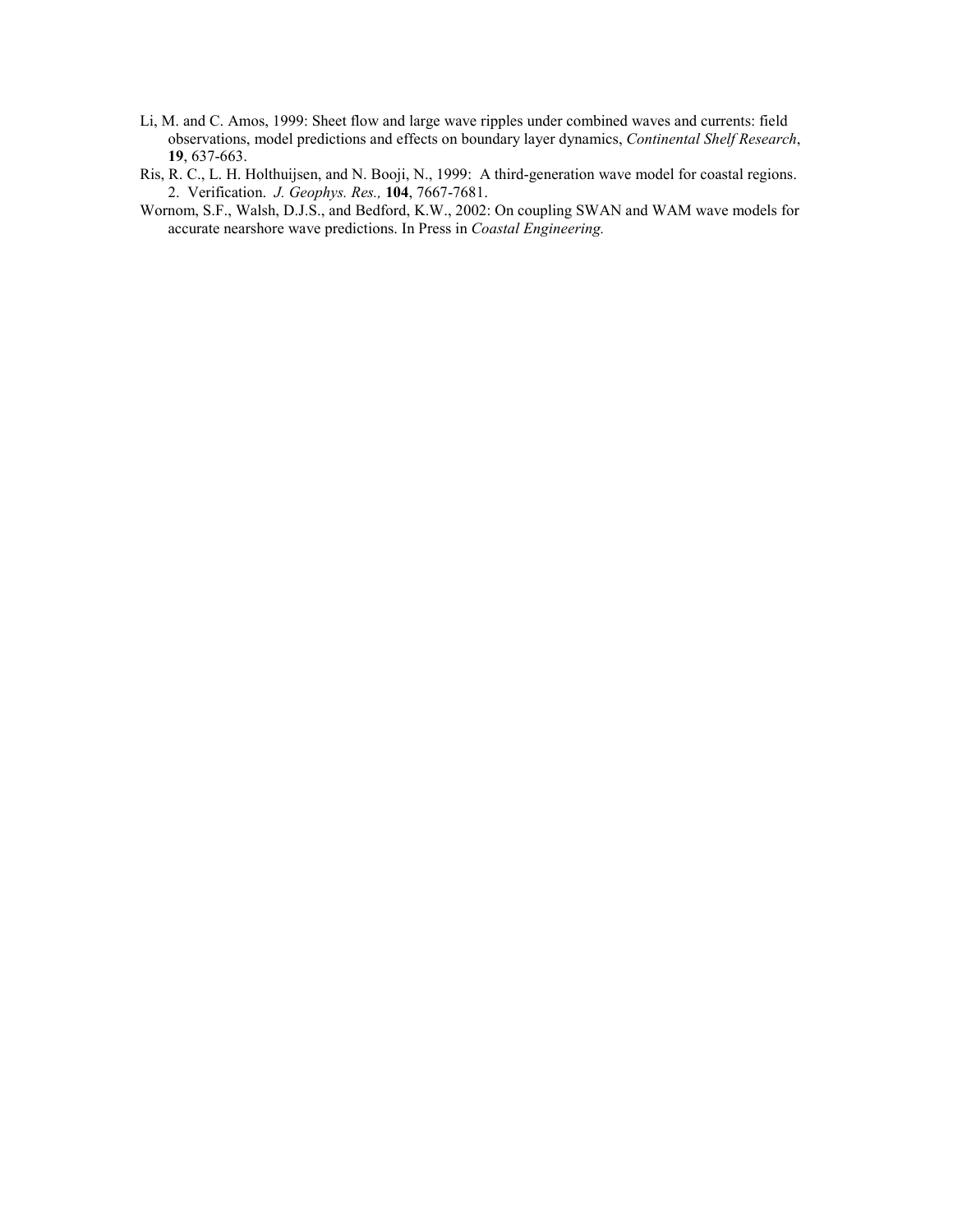Li, M. and C. Amos, 1999: Sheet flow and large wave ripples under combined waves and currents: field observations, model predictions and effects on boundary layer dynamics, *Continental Shelf Research*, **19**, 637-663.

Ris, R. C., L. H. Holthuijsen, and N. Booji, N., 1999: A third-generation wave model for coastal regions. 2. Verification. *J. Geophys. Res.,* **104**, 7667-7681.

Wornom, S.F., Walsh, D.J.S., and Bedford, K.W., 2002: On coupling SWAN and WAM wave models for accurate nearshore wave predictions. In Press in *Coastal Engineering.*